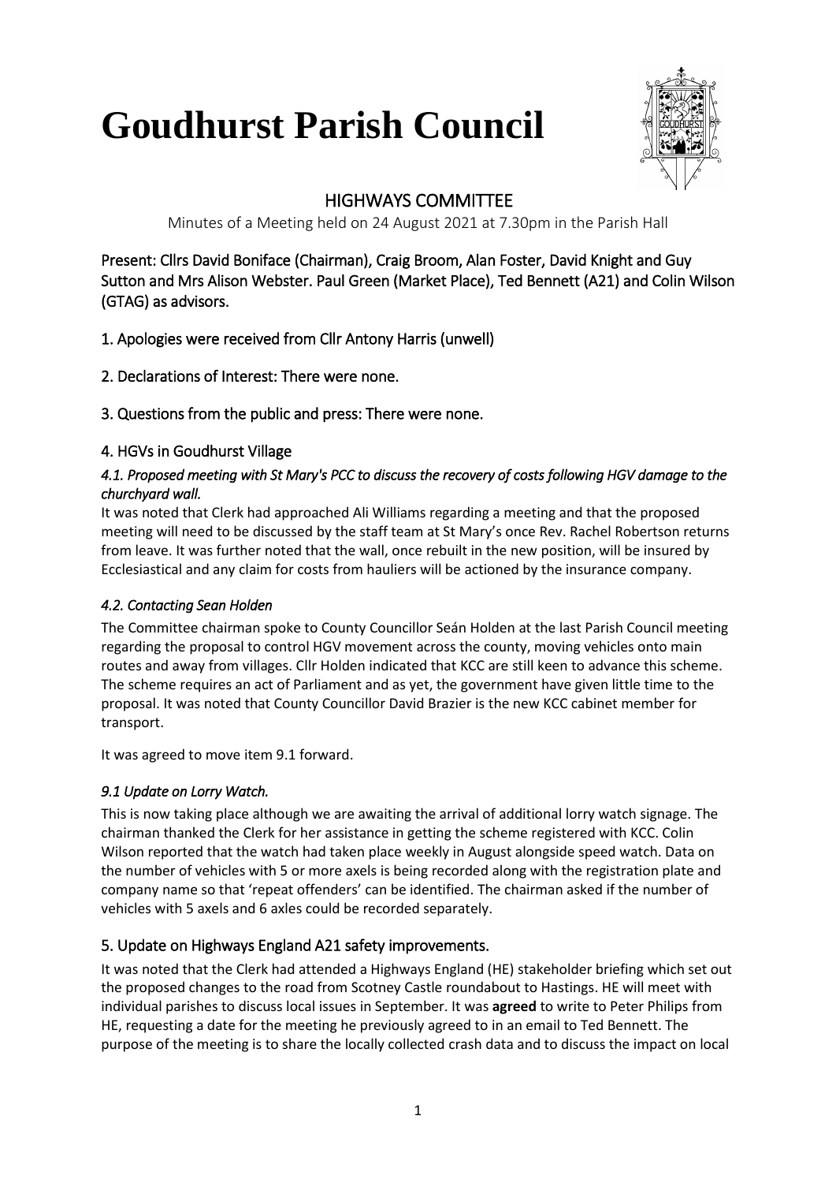# Goudhurst Parish Council

## HIGHWAYS COMMITTEE

Minutes of a Meeting held on 24 August 2021 at 7.30pm in the Parish Hall

Present: Cllrs David Boniface (Chairman), Craig Broom, Alan Foster, David Knight and Guy Sutton and Mrs Alison Webster. Paul Green (Market Place), Ted Bennett (A21) and Colin Wilson (GTAG) as advisors.

### 1. Apologies were received from Cllr Antony Harris (unwell)

### 2. Declarations of Interest: There were none.

### 3. Questions from the public and press: There were none.

### 4. HGVs in Goudhurst Village

#### *4.1. Proposed meeting with St Mary's PCC to discuss the recovery of costs following HGV damage to the churchyard wall.*

It was noted that Clerk had approached Ali Williams regarding a meeting and that the proposed meeting will need to be discussed by the staff team at St Mary's once Rev. Rachel Robertson returns from leave. It was further noted that the wall, once rebuilt in the new position, will be insured by Ecclesiastical and any claim for costs from hauliers will be actioned by the insurance company.

#### *4.2. Contacting Sean Holden*

The Committee chairman spoke to County Councillor Seán Holden at the last Parish Council meeting regarding the proposal to control HGV movement across the county, moving vehicles onto main routes and away from villages. Cllr Holden indicated that KCC are still keen to advance this scheme. The scheme requires an act of Parliament and as yet, the government have given little time to the proposal. It was noted that County Councillor David Brazier is the new KCC cabinet member for transport.

It was agreed to move item 9.1 forward.

#### *9.1 Update on Lorry Watch.*

This is now taking place although we are awaiting the arrival of additional lorry watch signage. The chairman thanked the Clerk for her assistance in getting the scheme registered with KCC. Colin Wilson reported that the watch had taken place weekly in August alongside speed watch. Data on the number of vehicles with 5 or more axels is being recorded along with the registration plate and company name so that 'repeat offenders' can be identified. The chairman asked if the number of vehicles with 5 axels and 6 axles could be recorded separately.

### 5. Update on Highways England A21 safety improvements.

It was noted that the Clerk had attended a Highways England (HE) stakeholder briefing which set out the proposed changes to the road from Scotney Castle roundabout to Hastings. HE will meet with individual parishes to discuss local issues in September. It was **agreed** to write to Peter Philips from HE, requesting a date for the meeting he previously agreed to in an email to Ted Bennett. The purpose of the meeting is to share the locally collected crash data and to discuss the impact on local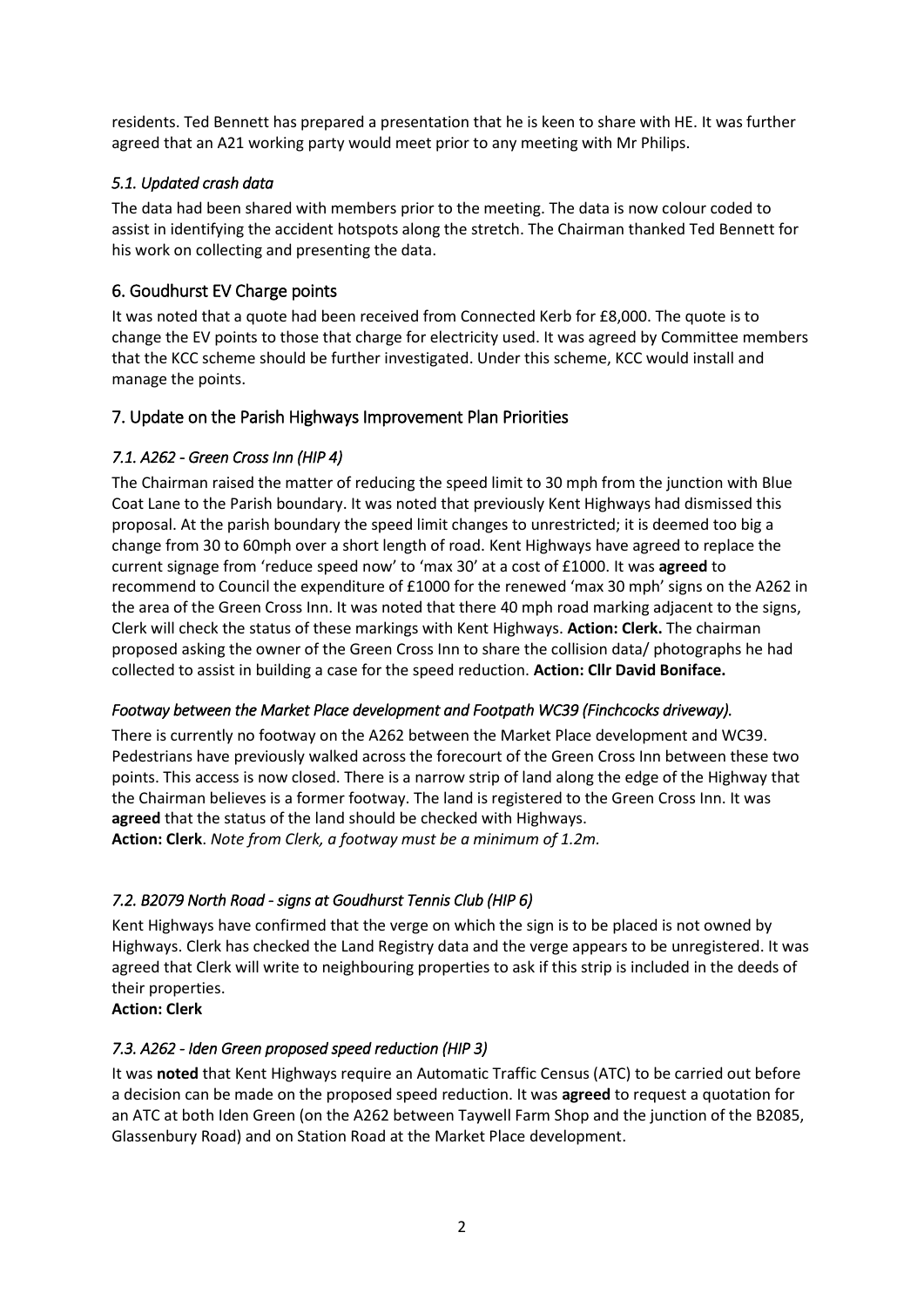residents. Ted Bennett has prepared a presentation that he is keen to share with HE. It was further agreed that an A21 working party would meet prior to any meeting with Mr Philips.

### *5.1. Updated crash data*

The data had been shared with members prior to the meeting. The data is now colour coded to assist in identifying the accident hotspots along the stretch. The Chairman thanked Ted Bennett for his work on collecting and presenting the data.

## 6. Goudhurst EV Charge points

It was noted that a quote had been received from Connected Kerb for £8,000. The quote is to change the EV points to those that charge for electricity used. It was agreed by Committee members that the KCC scheme should be further investigated. Under this scheme, KCC would install and manage the points.

## 7. Update on the Parish Highways Improvement Plan Priorities

### *7.1. A262 - Green Cross Inn (HIP 4)*

The Chairman raised the matter of reducing the speed limit to 30 mph from the junction with Blue Coat Lane to the Parish boundary. It was noted that previously Kent Highways had dismissed this proposal. At the parish boundary the speed limit changes to unrestricted; it is deemed too big a change from 30 to 60mph over a short length of road. Kent Highways have agreed to replace the current signage from 'reduce speed now' to 'max 30' at a cost of £1000. It was **agreed** to recommend to Council the expenditure of £1000 for the renewed 'max 30 mph' signs on the A262 in the area of the Green Cross Inn. It was noted that there 40 mph road marking adjacent to the signs, Clerk will check the status of these markings with Kent Highways. **Action: Clerk.** The chairman proposed asking the owner of the Green Cross Inn to share the collision data/ photographs he had collected to assist in building a case for the speed reduction. **Action: Cllr David Boniface.**

### *Footway between the Market Place development and Footpath WC39 (Finchcocks driveway).*

There is currently no footway on the A262 between the Market Place development and WC39. Pedestrians have previously walked across the forecourt of the Green Cross Inn between these two points. This access is now closed. There is a narrow strip of land along the edge of the Highway that the Chairman believes is a former footway. The land is registered to the Green Cross Inn. It was **agreed** that the status of the land should be checked with Highways.
**Action: Clerk**. *Note from Clerk, a footway must be a minimum of 1.2m.*

### *7.2. B2079 North Road - signs at Goudhurst Tennis Club (HIP 6)*

Kent Highways have confirmed that the verge on which the sign is to be placed is not owned by Highways. Clerk has checked the Land Registry data and the verge appears to be unregistered. It was agreed that Clerk will write to neighbouring properties to ask if this strip is included in the deeds of their properties.
**Action: Clerk**

### *7.3. A262 - Iden Green proposed speed reduction (HIP 3)*

It was **noted** that Kent Highways require an Automatic Traffic Census (ATC) to be carried out before a decision can be made on the proposed speed reduction. It was **agreed** to request a quotation for an ATC at both Iden Green (on the A262 between Taywell Farm Shop and the junction of the B2085, Glassenbury Road) and on Station Road at the Market Place development.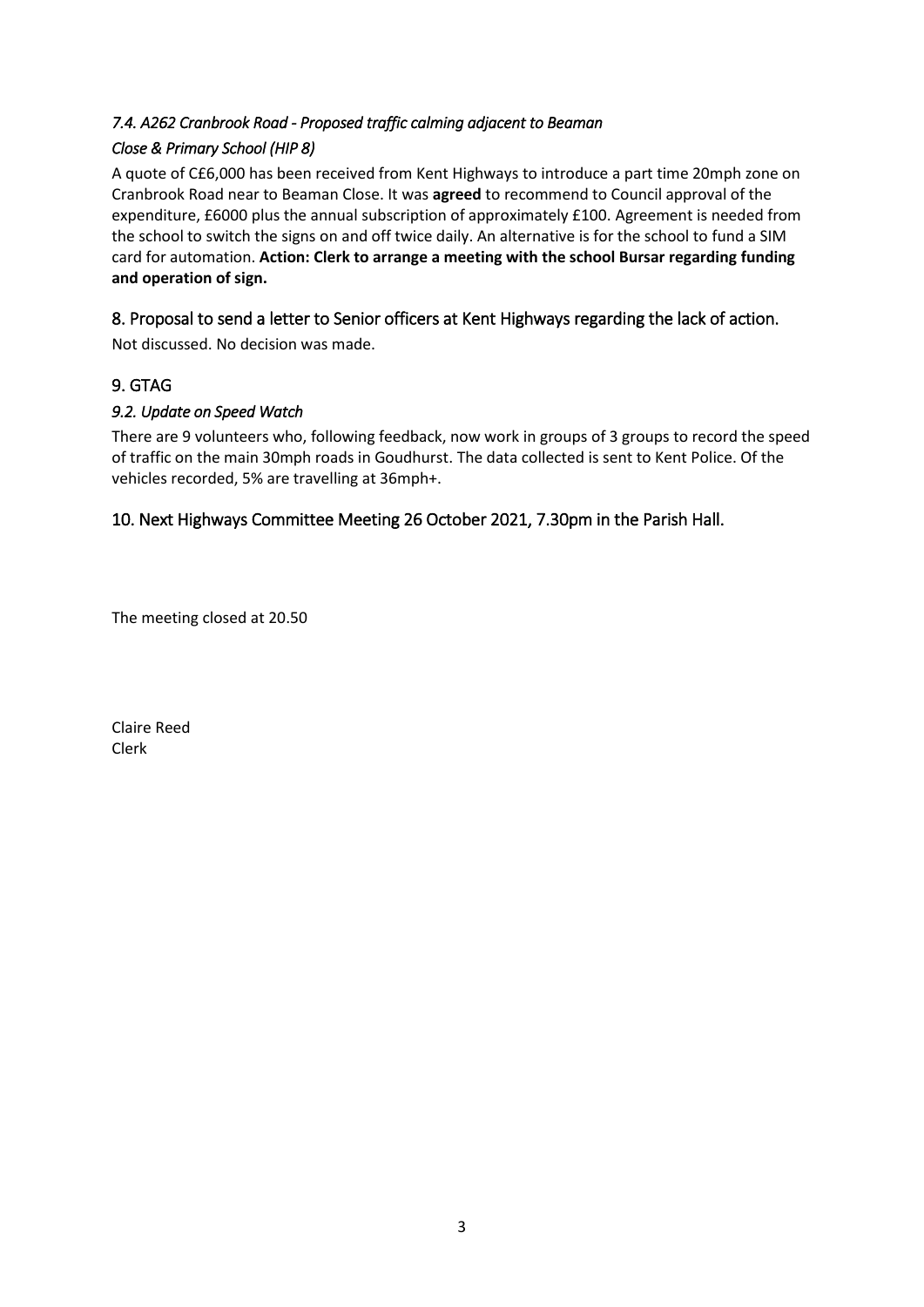### *7.4. A262 Cranbrook Road - Proposed traffic calming adjacent to Beaman Close & Primary School (HIP 8)*

A quote of C£6,000 has been received from Kent Highways to introduce a part time 20mph zone on Cranbrook Road near to Beaman Close. It was **agreed** to recommend to Council approval of the expenditure, £6000 plus the annual subscription of approximately £100. Agreement is needed from the school to switch the signs on and off twice daily. An alternative is for the school to fund a SIM card for automation. **Action: Clerk to arrange a meeting with the school Bursar regarding funding and operation of sign.**

## 8. Proposal to send a letter to Senior officers at Kent Highways regarding the lack of action.

Not discussed. No decision was made.

## 9. GTAG

### *9.2. Update on Speed Watch*

There are 9 volunteers who, following feedback, now work in groups of 3 groups to record the speed of traffic on the main 30mph roads in Goudhurst. The data collected is sent to Kent Police. Of the vehicles recorded, 5% are travelling at 36mph+.

## 10. Next Highways Committee Meeting 26 October 2021, 7.30pm in the Parish Hall.

The meeting closed at 20.50

Claire Reed
Clerk